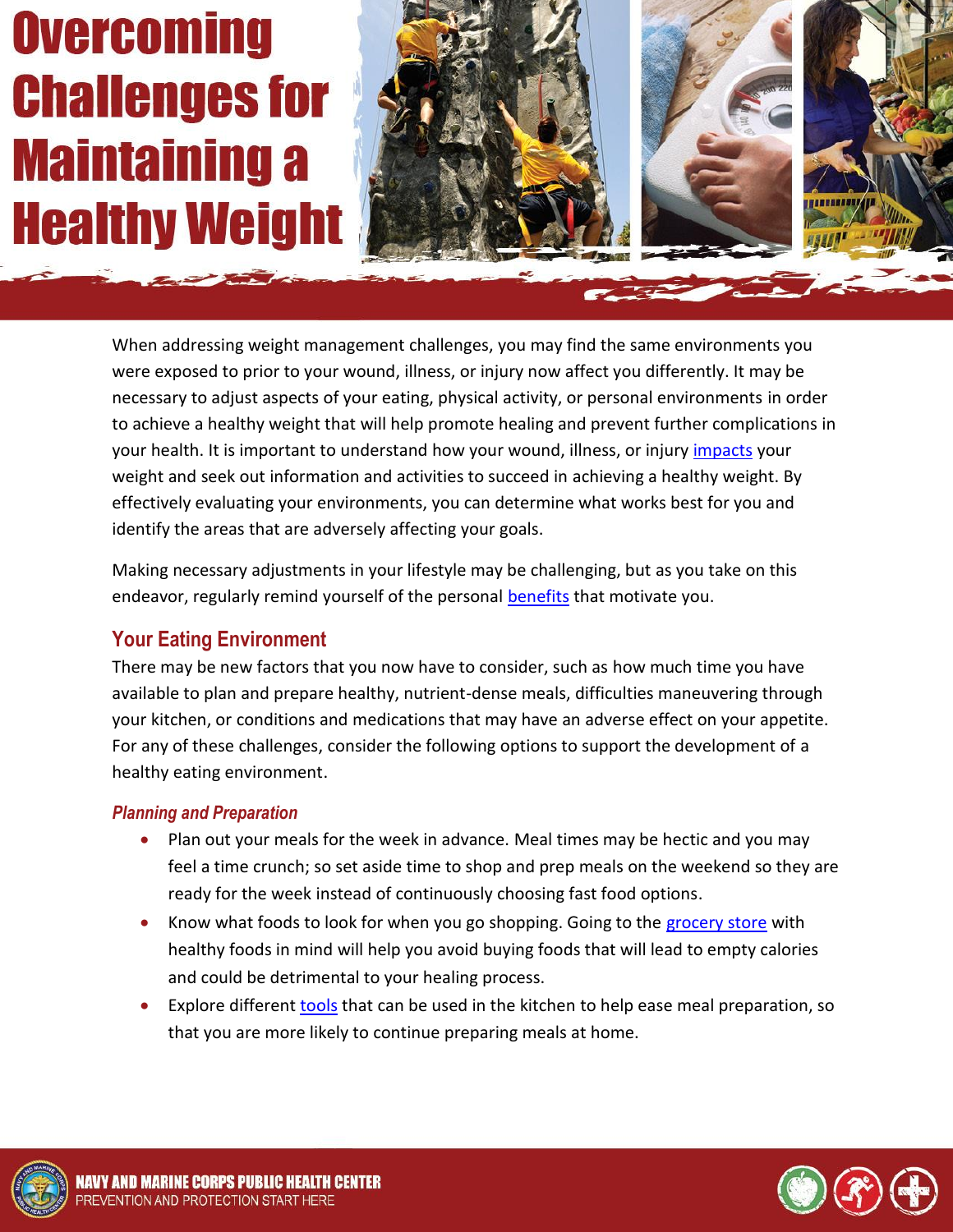# Overcoming Challenges for Maintaining a Healthy Weight

When addressing weight management challenges, you may find the same environments you were exposed to prior to your wound, illness, or injury now affect you differently. It may be necessary to adjust aspects of your eating, physical activity, or personal environments in order to achieve a healthy weight that will help promote healing and prevent further complications in your health. It is important to understand how your wound, illness, or injury impacts your weight and seek out information and activities to succeed in achieving a healthy weight. By effectively evaluating your environments, you can determine what works best for you and identify the areas that are adversely affecting your goals.

Making necessary adjustments in your lifestyle may be challenging, but as you take on this endeavor, regularly remind yourself of the personal benefits that motivate you.

## Your Eating Environment

There may be new factors that you now have to consider, such as how much time you have available to plan and prepare healthy, nutrient-dense meals, difficulties maneuvering through your kitchen, or conditions and medications that may have an adverse effect on your appetite. For any of these challenges, consider the following options to support the development of a healthy eating environment.

### *Planning and Preparation*

- Plan out your meals for the week in advance. Meal times may be hectic and you may feel a time crunch; so set aside time to shop and prep meals on the weekend so they are ready for the week instead of continuously choosing fast food options.
- Know what foods to look for when you go shopping. Going to the grocery store with healthy foods in mind will help you avoid buying foods that will lead to empty calories and could be detrimental to your healing process.
- Explore different tools that can be used in the kitchen to help ease meal preparation, so that you are more likely to continue preparing meals at home.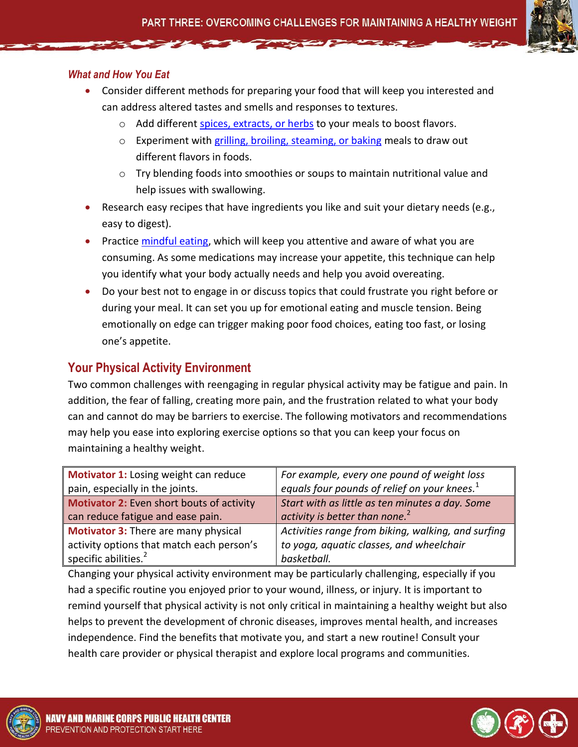### *What and How You Eat*

- Consider different methods for preparing your food that will keep you interested and can address altered tastes and smells and responses to textures.
  - Add different spices, extracts, or herbs to your meals to boost flavors.
  - Experiment with grilling, broiling, steaming, or baking meals to draw out different flavors in foods.
  - Try blending foods into smoothies or soups to maintain nutritional value and help issues with swallowing.
- Research easy recipes that have ingredients you like and suit your dietary needs (e.g., easy to digest).
- Practice mindful eating, which will keep you attentive and aware of what you are consuming. As some medications may increase your appetite, this technique can help you identify what your body actually needs and help you avoid overeating.
- Do your best not to engage in or discuss topics that could frustrate you right before or during your meal. It can set you up for emotional eating and muscle tension. Being emotionally on edge can trigger making poor food choices, eating too fast, or losing one's appetite.

## Your Physical Activity Environment

Two common challenges with reengaging in regular physical activity may be fatigue and pain. In addition, the fear of falling, creating more pain, and the frustration related to what your body can and cannot do may be barriers to exercise. The following motivators and recommendations may help you ease into exploring exercise options so that you can keep your focus on maintaining a healthy weight.

| | |
|---|---|
| **Motivator 1:** Losing weight can reduce pain, especially in the joints. | *For example, every one pound of weight loss equals four pounds of relief on your knees.*[1] |
| **Motivator 2:** Even short bouts of activity can reduce fatigue and ease pain. | *Start with as little as ten minutes a day. Some activity is better than none.*[2] |
| **Motivator 3:** There are many physical activity options that match each person's specific abilities.[2] | *Activities range from biking, walking, and surfing to yoga, aquatic classes, and wheelchair basketball.* |

Changing your physical activity environment may be particularly challenging, especially if you had a specific routine you enjoyed prior to your wound, illness, or injury. It is important to remind yourself that physical activity is not only critical in maintaining a healthy weight but also helps to prevent the development of chronic diseases, improves mental health, and increases independence. Find the benefits that motivate you, and start a new routine! Consult your health care provider or physical therapist and explore local programs and communities.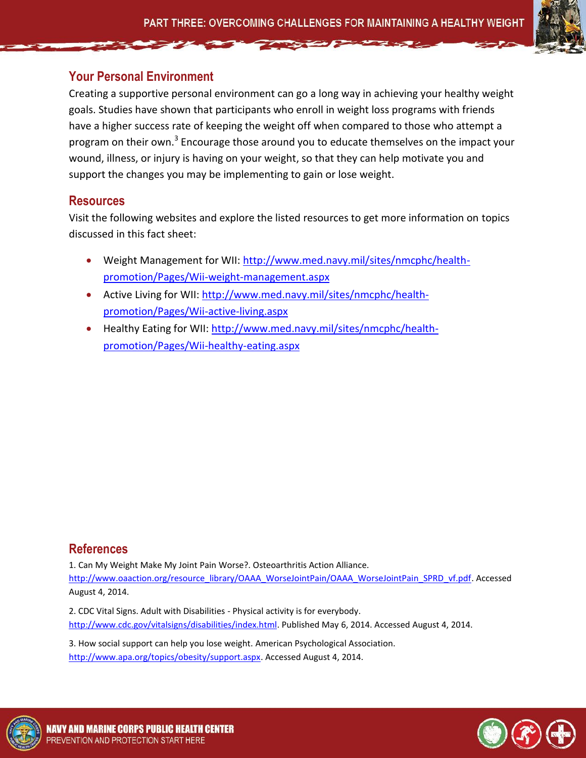## Your Personal Environment

Creating a supportive personal environment can go a long way in achieving your healthy weight goals. Studies have shown that participants who enroll in weight loss programs with friends have a higher success rate of keeping the weight off when compared to those who attempt a program on their own.[3] Encourage those around you to educate themselves on the impact your wound, illness, or injury is having on your weight, so that they can help motivate you and support the changes you may be implementing to gain or lose weight.

## Resources

Visit the following websites and explore the listed resources to get more information on topics discussed in this fact sheet:

- Weight Management for WII: http://www.med.navy.mil/sites/nmcphc/health-promotion/Pages/Wii-weight-management.aspx
- Active Living for WII: http://www.med.navy.mil/sites/nmcphc/health-promotion/Pages/Wii-active-living.aspx
- Healthy Eating for WII: http://www.med.navy.mil/sites/nmcphc/health-promotion/Pages/Wii-healthy-eating.aspx

## References

1. Can My Weight Make My Joint Pain Worse?. Osteoarthritis Action Alliance. http://www.oaaction.org/resource_library/OAAA_WorseJointPain/OAAA_WorseJointPain_SPRD_vf.pdf. Accessed August 4, 2014.

2. CDC Vital Signs. Adult with Disabilities - Physical activity is for everybody. http://www.cdc.gov/vitalsigns/disabilities/index.html. Published May 6, 2014. Accessed August 4, 2014.

3. How social support can help you lose weight. American Psychological Association. http://www.apa.org/topics/obesity/support.aspx. Accessed August 4, 2014.